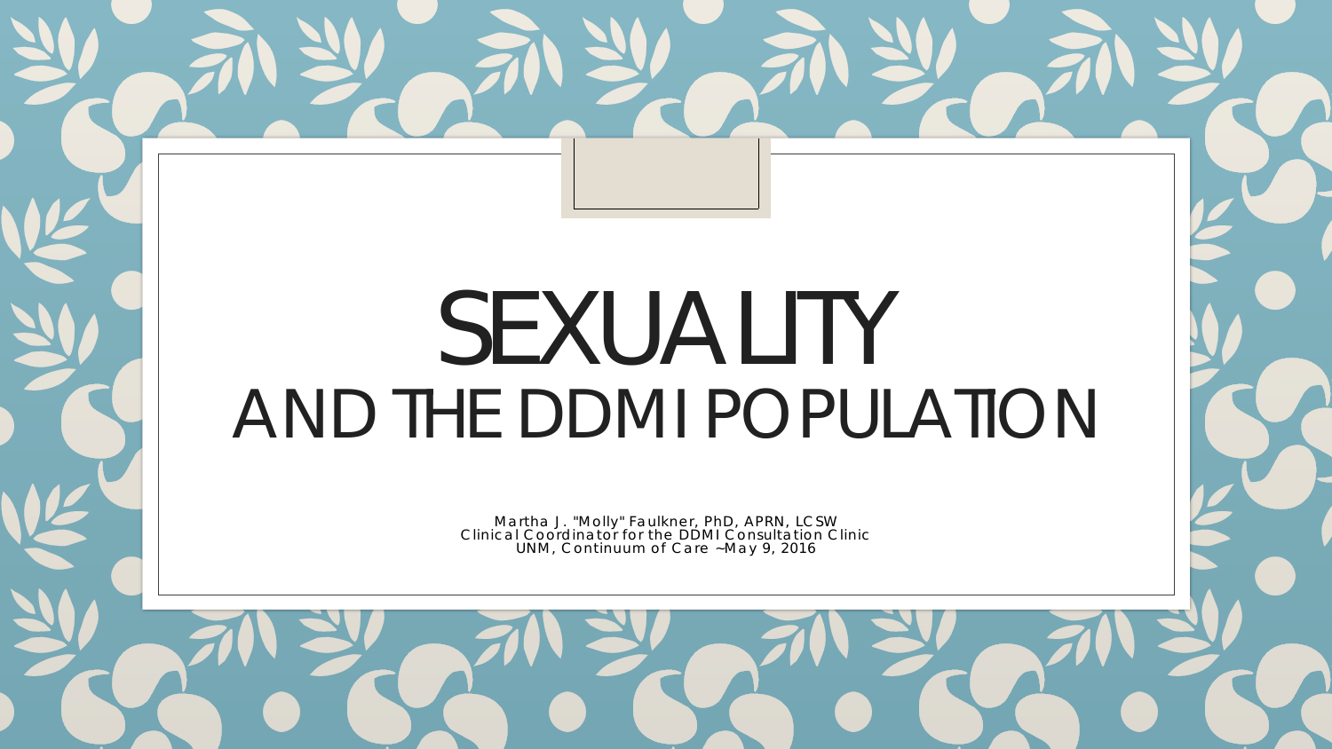# SEXUALITY
## AND THE DDMI POPULATION

Martha J. "Molly" Faulkner, PhD, APRN, LCSW
Clinical Coordinator for the DDMI Consultation Clinic
UNM, Continuum of Care ~May 9, 2016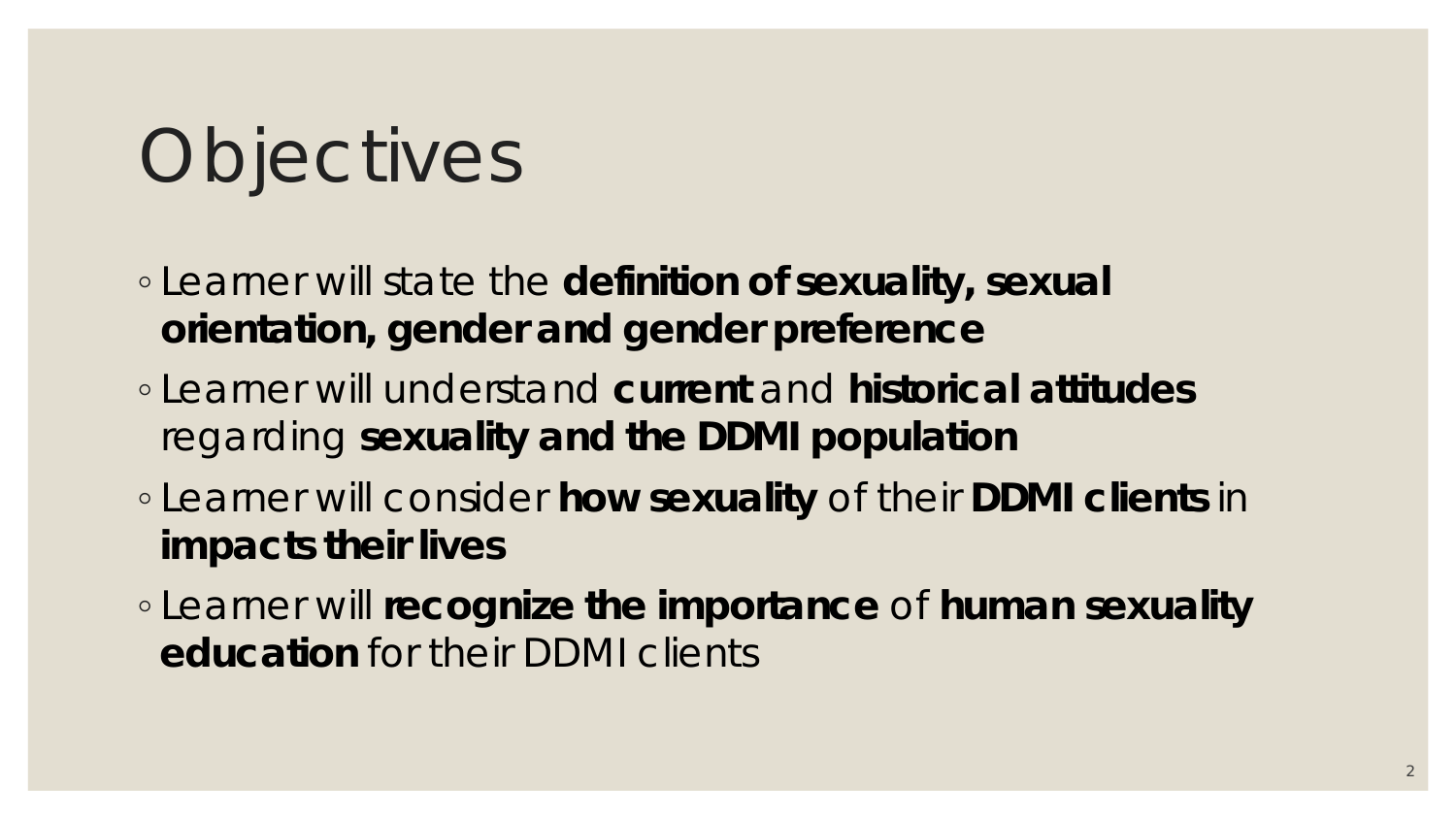# Objectives

- Learner will state the **definition of sexuality, sexual orientation, gender and gender preference**
- Learner will understand **current** and **historical attitudes** regarding **sexuality and the DDMI population**
- Learner will consider **how sexuality** of their **DDMI clients** in **impacts their lives**
- Learner will **recognize the importance** of **human sexuality education** for their DDMI clients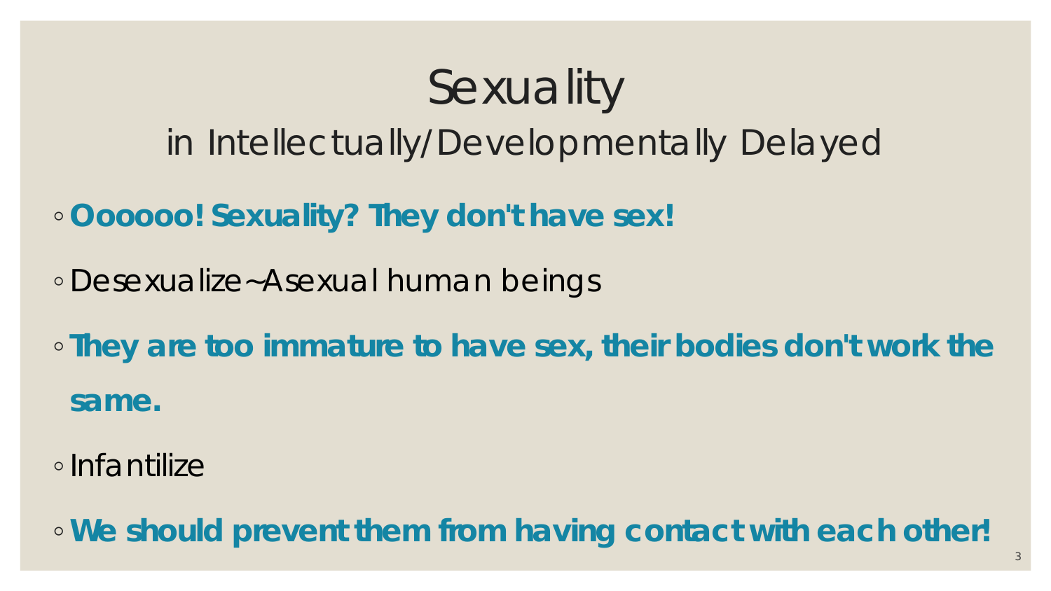# Sexuality

## in Intellectually/Developmentally Delayed

- **Oooooo! Sexuality? They don't have sex!**
- Desexualize~Asexual human beings
- **They are too immature to have sex, their bodies don't work the same.**
- Infantilize
- **We should prevent them from having contact with each other!**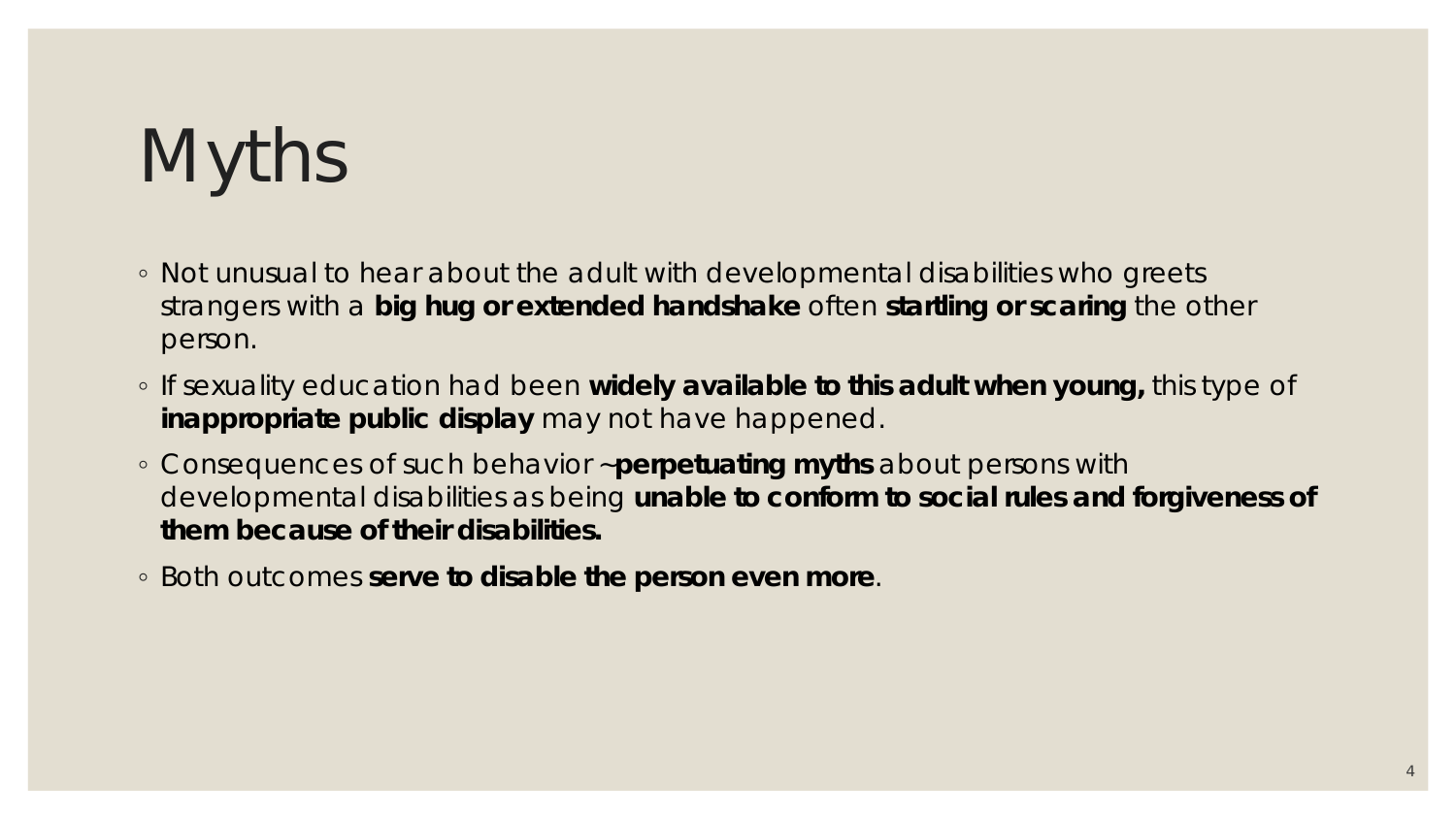# Myths

- Not unusual to hear about the adult with developmental disabilities who greets strangers with a **big hug or extended handshake** often **startling or scaring** the other person.
- If sexuality education had been **widely available to this adult when young,** this type of **inappropriate public display** may not have happened.
- Consequences of such behavior ~**perpetuating myths** about persons with developmental disabilities as being **unable to conform to social rules and forgiveness of them because of their disabilities.**
- Both outcomes **serve to disable the person even more**.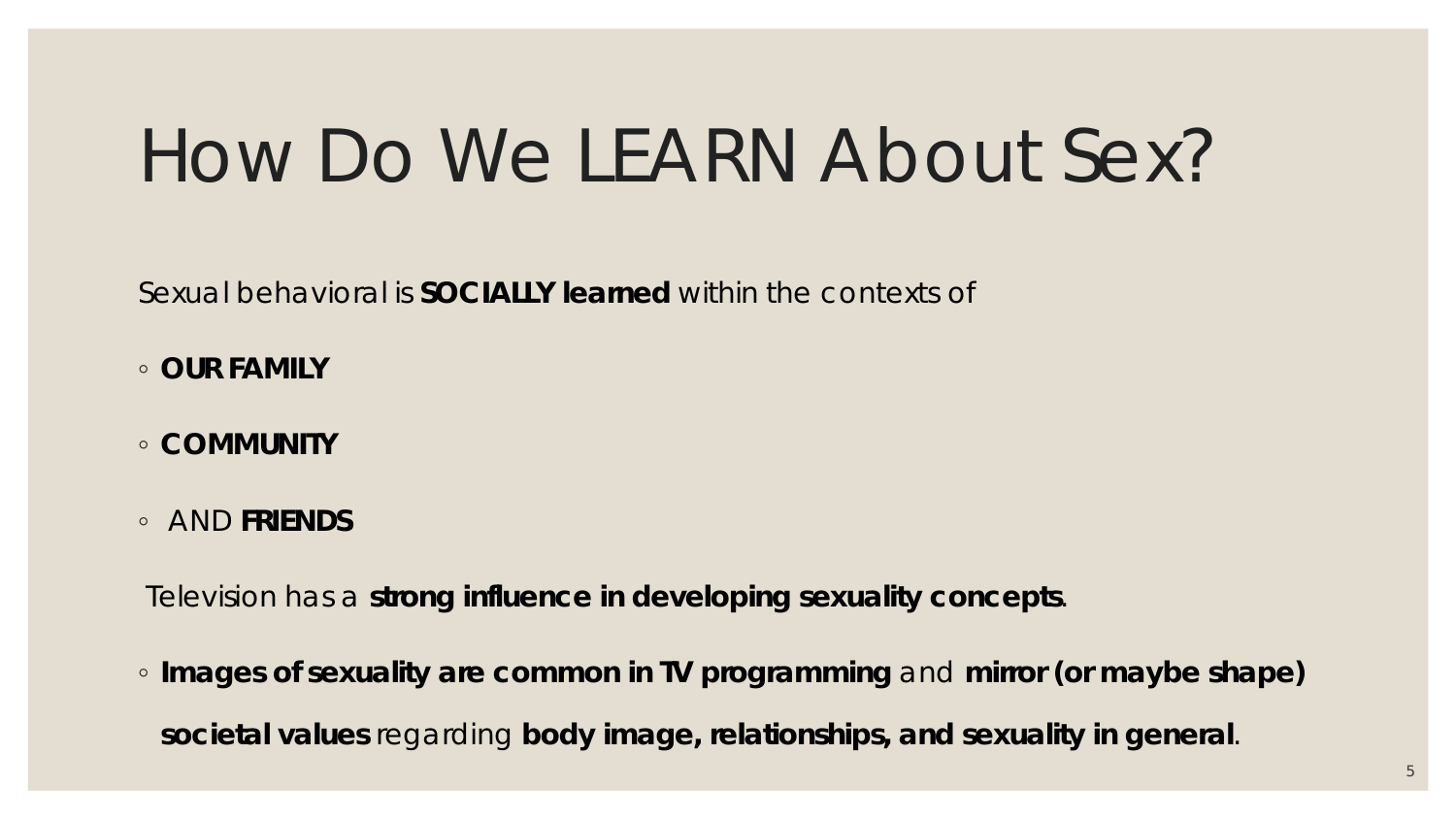# How Do We LEARN About Sex?

Sexual behavioral is **SOCIALLY learned** within the contexts of

- **OUR FAMILY**
- **COMMUNITY**
- AND **FRIENDS**

Television has a **strong influence in developing sexuality concepts**.

- **Images of sexuality are common in TV programming** and **mirror (or maybe shape) societal values** regarding **body image, relationships, and sexuality in general**.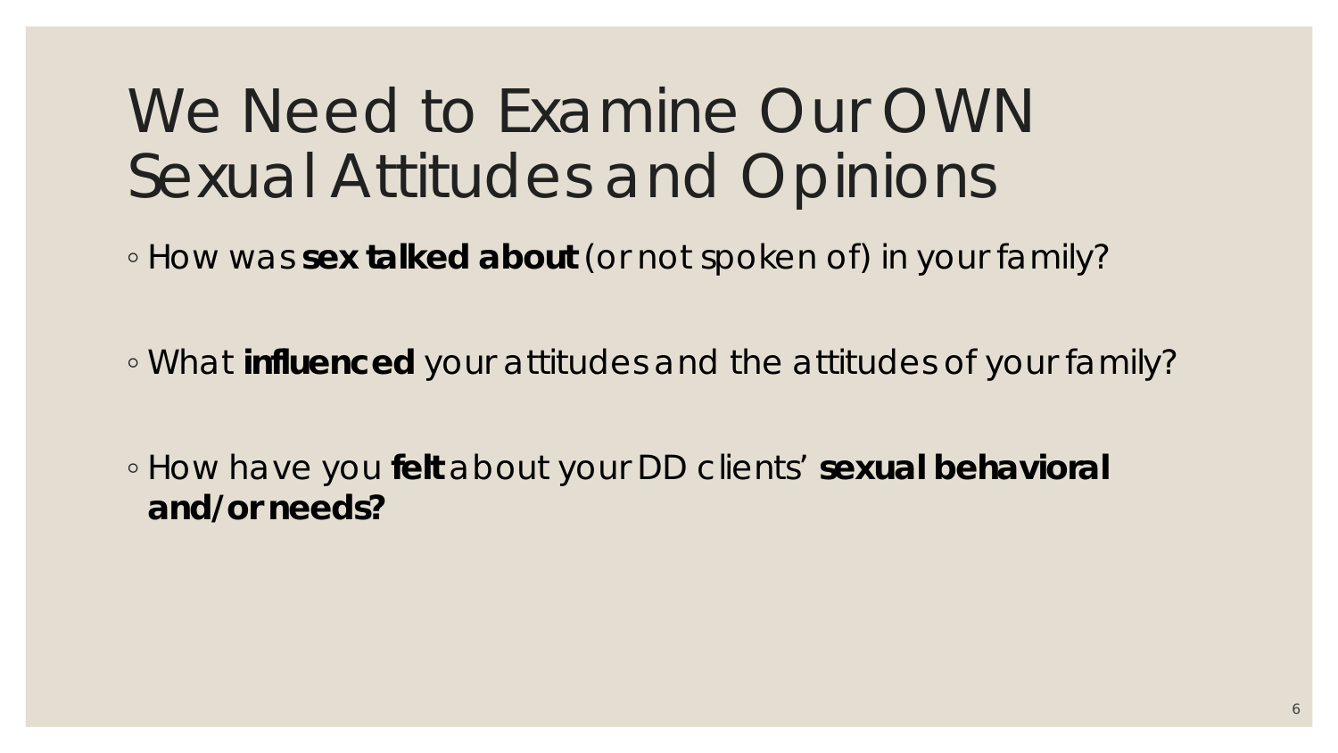# We Need to Examine Our OWN Sexual Attitudes and Opinions

- How was **sex talked about** (or not spoken of) in your family?
- What **influenced** your attitudes and the attitudes of your family?
- How have you **felt** about your DD clients' **sexual behavioral and/or needs?**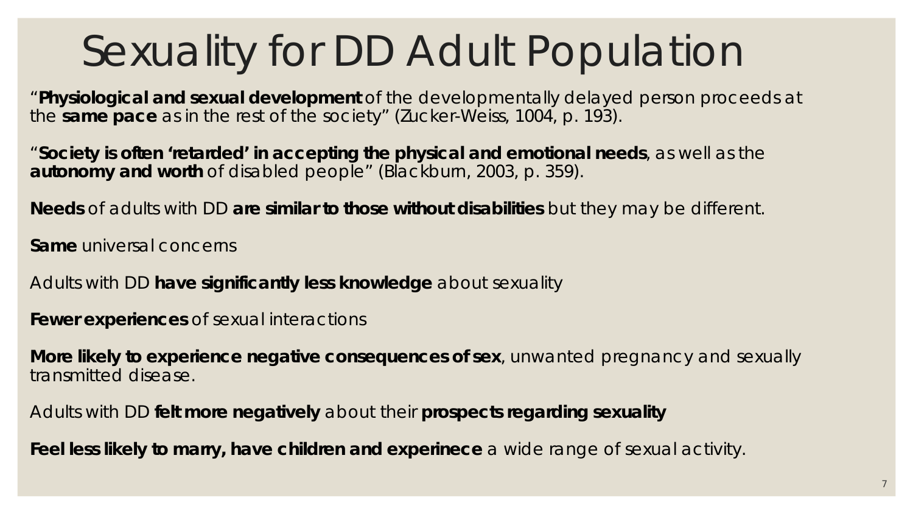# Sexuality for DD Adult Population

"**Physiological and sexual development** of the developmentally delayed person proceeds at the **same pace** as in the rest of the society" (Zucker-Weiss, 1004, p. 193).

"**Society is often 'retarded' in accepting the physical and emotional needs**, as well as the **autonomy and worth** of disabled people" (Blackburn, 2003, p. 359).

**Needs** of adults with DD **are similar to those without disabilities** but they may be different.

**Same** universal concerns

Adults with DD **have significantly less knowledge** about sexuality

**Fewer experiences** of sexual interactions

**More likely to experience negative consequences of sex**, unwanted pregnancy and sexually transmitted disease.

Adults with DD **felt more negatively** about their **prospects regarding sexuality**

**Feel less likely to marry, have children and experinece** a wide range of sexual activity.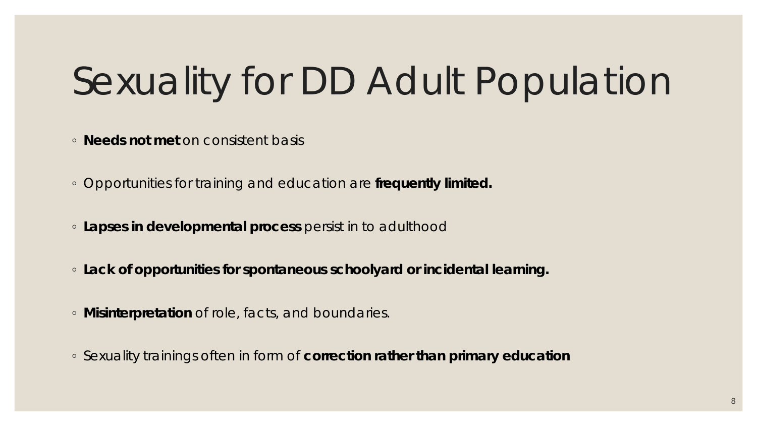# Sexuality for DD Adult Population

- **Needs not met** on consistent basis
- Opportunities for training and education are **frequently limited.**
- **Lapses in developmental process** persist in to adulthood
- **Lack of opportunities for spontaneous schoolyard or incidental learning.**
- **Misinterpretation** of role, facts, and boundaries.
- Sexuality trainings often in form of **correction rather than primary education**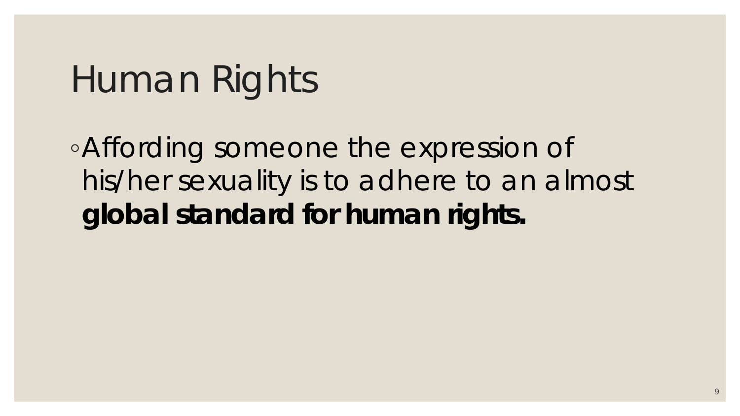# Human Rights

- Affording someone the expression of his/her sexuality is to adhere to an almost **global standard for human rights.**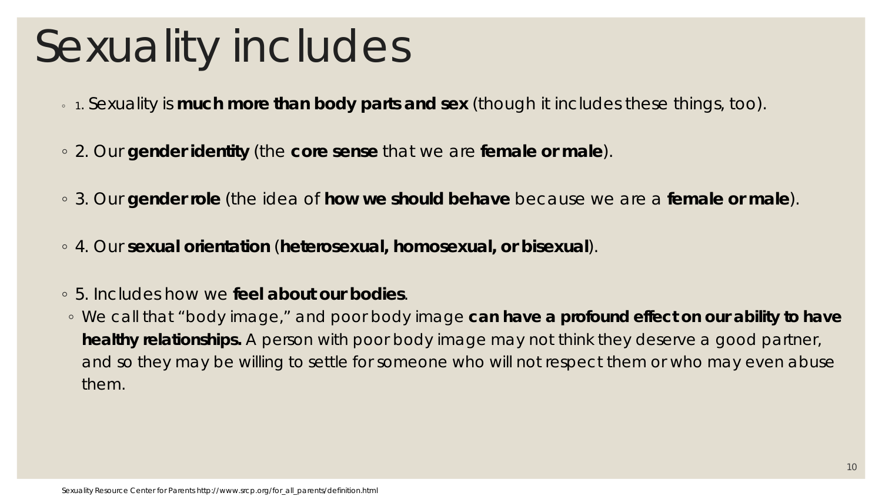# Sexuality includes

- 1. Sexuality is **much more than body parts and sex** (though it includes these things, too).
- 2. Our **gender identity** (the **core sense** that we are **female or male**).
- 3. Our **gender role** (the idea of **how we should behave** because we are a **female or male**).
- 4. Our **sexual orientation** (**heterosexual, homosexual, or bisexual**).
- 5. Includes how we **feel about our bodies**.
  - We call that "body image," and poor body image **can have a profound effect on our ability to have healthy relationships.** A person with poor body image may not think they deserve a good partner, and so they may be willing to settle for someone who will not respect them or who may even abuse them.

Sexuality Resource Center for Parents http://www.srcp.org/for_all_parents/definition.html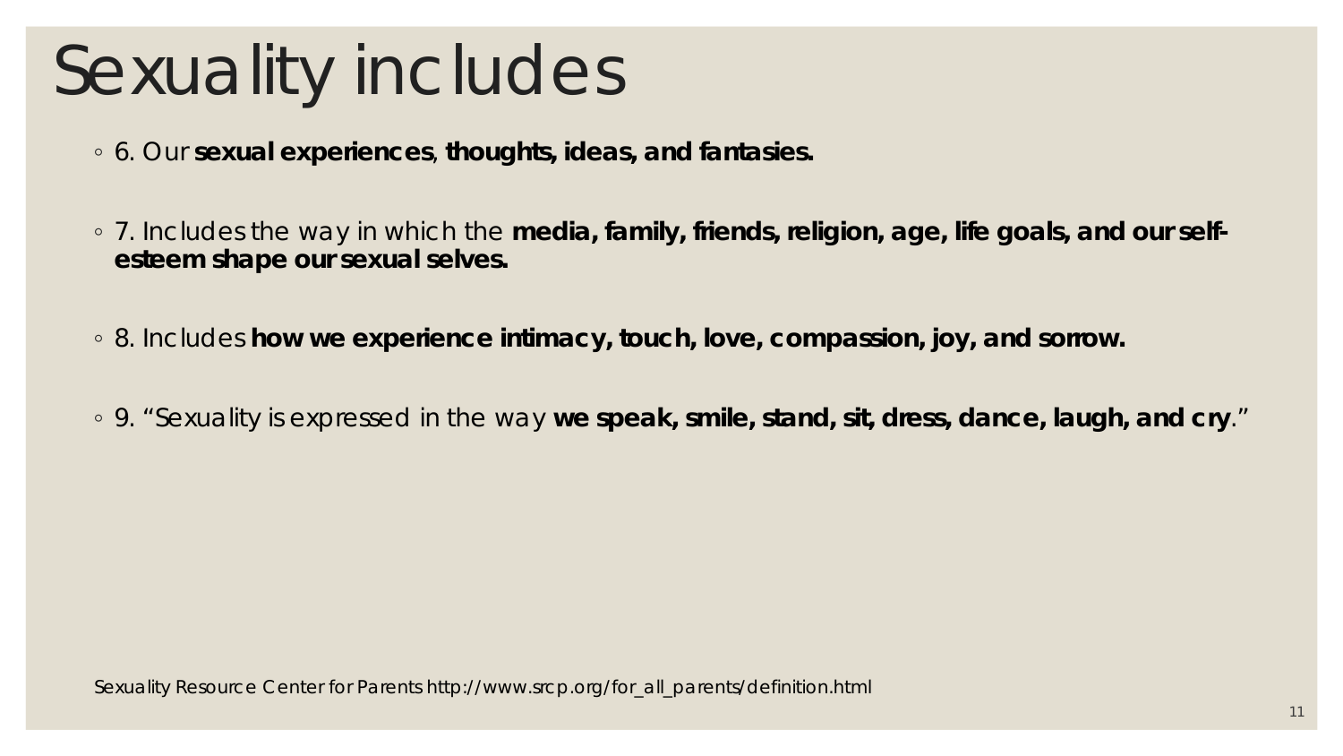# Sexuality includes

- 6. Our **sexual experiences**, **thoughts, ideas, and fantasies.**

- 7. Includes the way in which the **media, family, friends, religion, age, life goals, and our self-esteem shape our sexual selves.**

- 8. Includes **how we experience intimacy, touch, love, compassion, joy, and sorrow.**

- 9. "Sexuality is expressed in the way **we speak, smile, stand, sit, dress, dance, laugh, and cry**."

Sexuality Resource Center for Parents http://www.srcp.org/for_all_parents/definition.html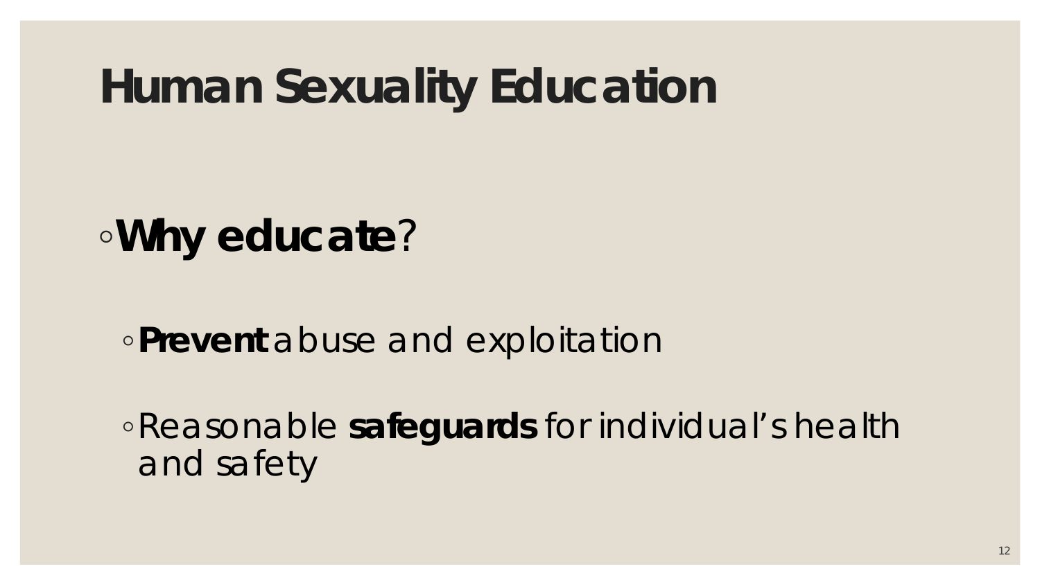# Human Sexuality Education

- **Why educate**?
  - **Prevent** abuse and exploitation
  - Reasonable **safeguards** for individual’s health and safety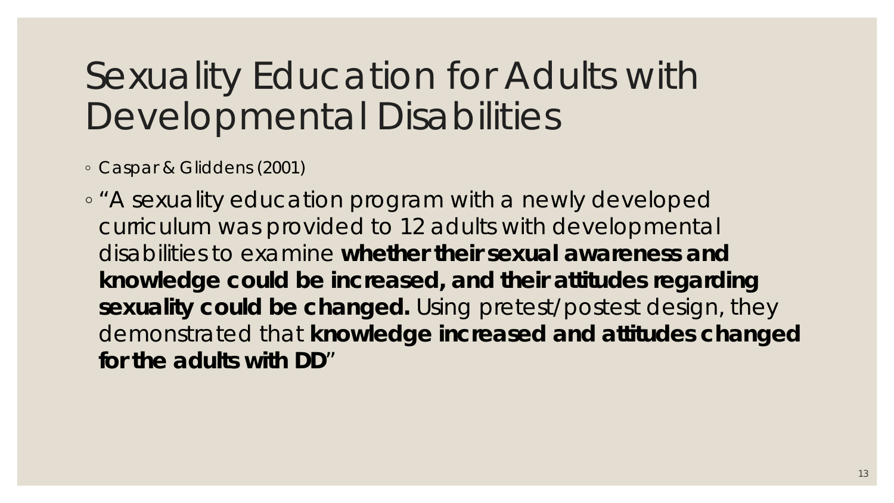# Sexuality Education for Adults with Developmental Disabilities

- Caspar & Gliddens (2001)
- "A sexuality education program with a newly developed curriculum was provided to 12 adults with developmental disabilities to examine **whether their sexual awareness and knowledge could be increased, and their attitudes regarding sexuality could be changed.** Using pretest/postest design, they demonstrated that **knowledge increased and attitudes changed for the adults with DD**"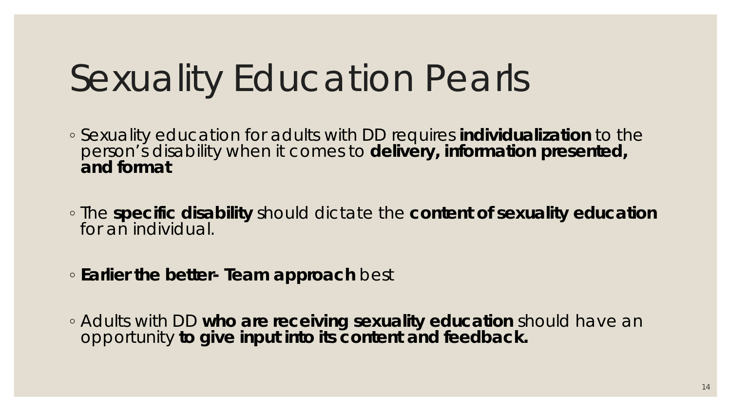# Sexuality Education Pearls

- Sexuality education for adults with DD requires **individualization** to the person's disability when it comes to **delivery, information presented, and format**

- The **specific disability** should dictate the **content of sexuality education** for an individual.

- **Earlier the better- Team approach** best

- Adults with DD **who are receiving sexuality education** should have an opportunity **to give input into its content and feedback.**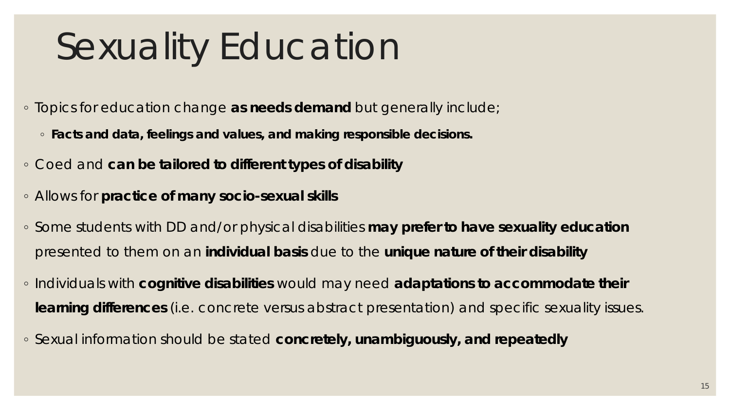# Sexuality Education

- Topics for education change **as needs demand** but generally include;
  - **Facts and data, feelings and values, and making responsible decisions.**
- Coed and **can be tailored to different types of disability**
- Allows for **practice of many socio-sexual skills**
- Some students with DD and/or physical disabilities **may prefer to have sexuality education** presented to them on an **individual basis** due to the **unique nature of their disability**
- Individuals with **cognitive disabilities** would may need **adaptations to accommodate their learning differences** (i.e. concrete versus abstract presentation) and specific sexuality issues.
- Sexual information should be stated **concretely, unambiguously, and repeatedly**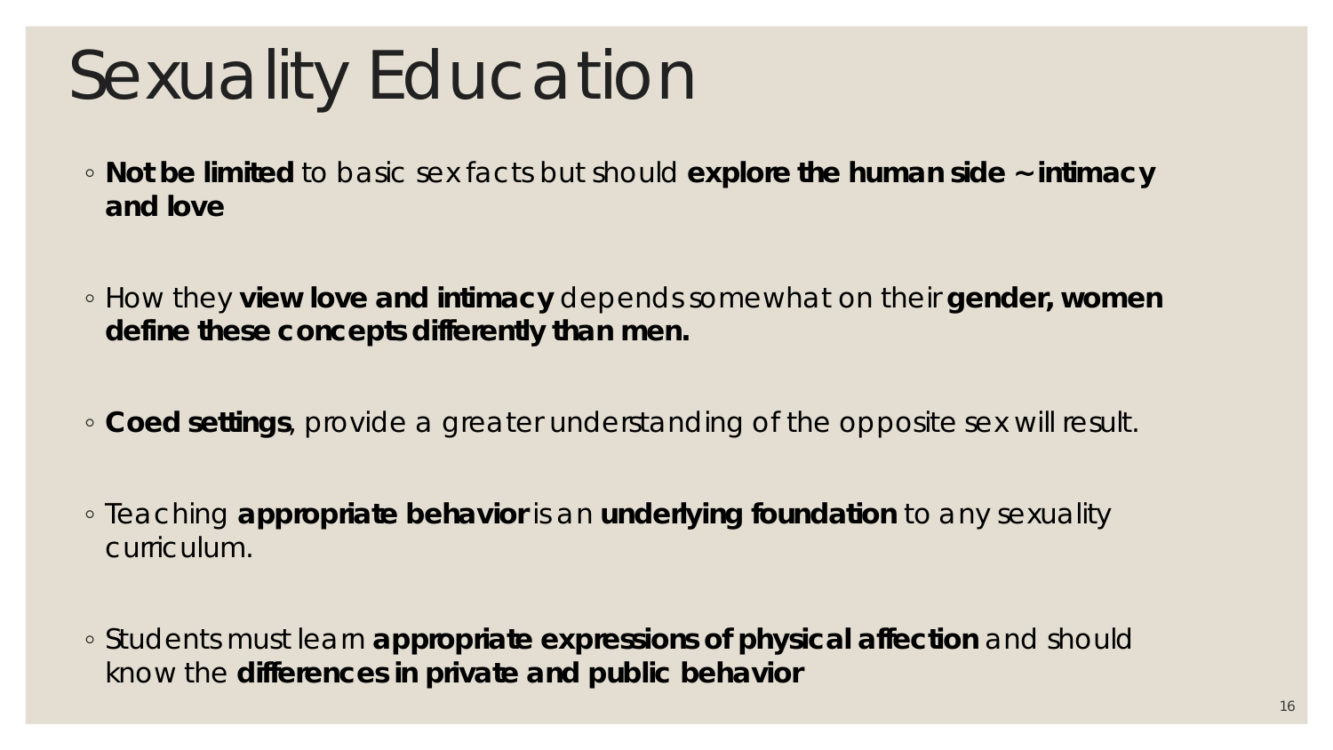# Sexuality Education

- **Not be limited** to basic sex facts but should **explore the human side ~ intimacy and love**

- How they **view love and intimacy** depends somewhat on their **gender, women define these concepts differently than men.**

- **Coed settings**, provide a greater understanding of the opposite sex will result.

- Teaching **appropriate behavior** is an **underlying foundation** to any sexuality curriculum.

- Students must learn **appropriate expressions of physical affection** and should know the **differences in private and public behavior**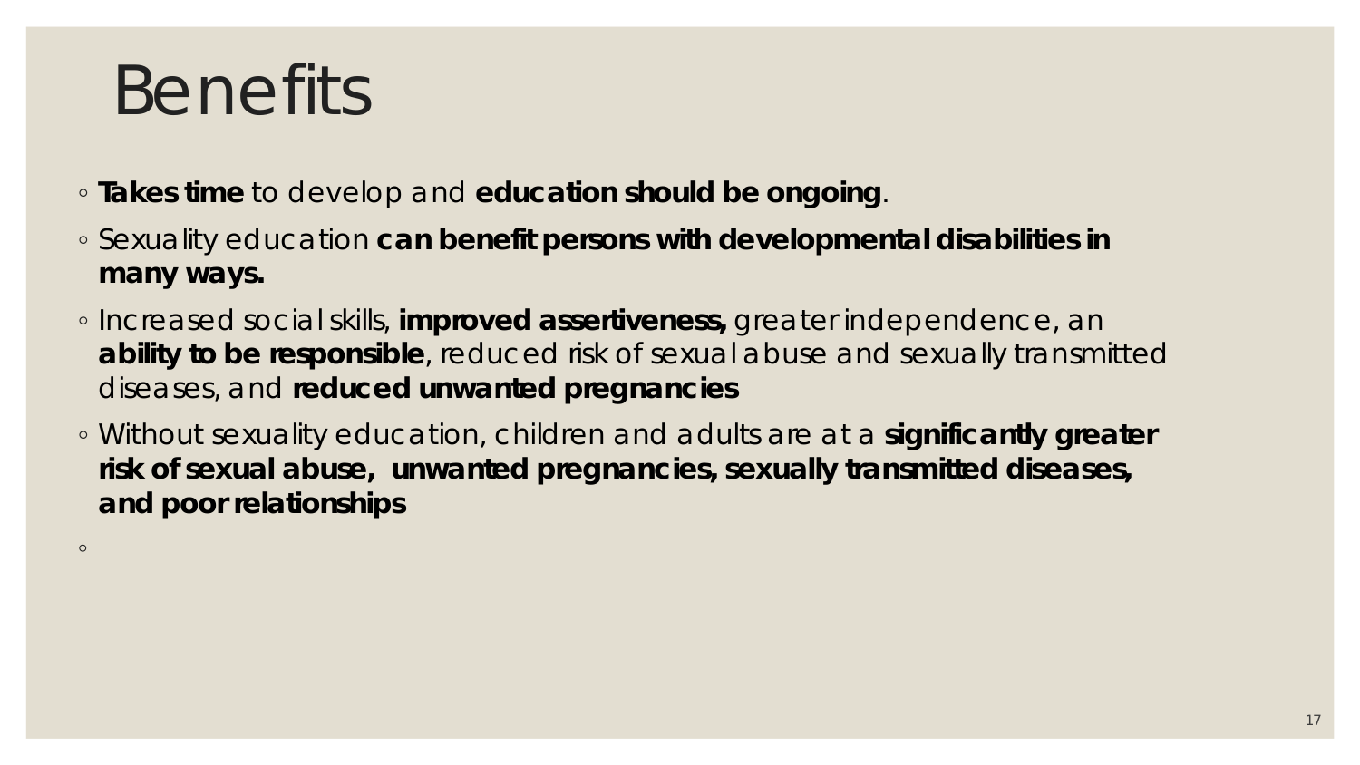# Benefits

- **Takes time** to develop and **education should be ongoing**.
- Sexuality education **can benefit persons with developmental disabilities in many ways.**
- Increased social skills, **improved assertiveness,** greater independence, an **ability to be responsible**, reduced risk of sexual abuse and sexually transmitted diseases, and **reduced unwanted pregnancies**
- Without sexuality education, children and adults are at a **significantly greater risk of sexual abuse, unwanted pregnancies, sexually transmitted diseases, and poor relationships**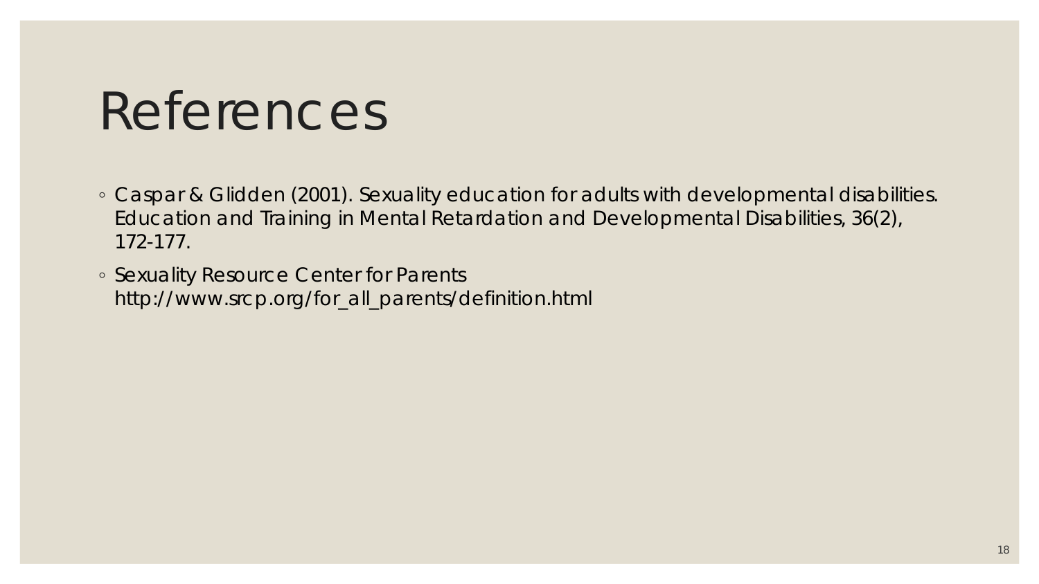# References

- Caspar & Glidden (2001). Sexuality education for adults with developmental disabilities. Education and Training in Mental Retardation and Developmental Disabilities, 36(2), 172-177.
- Sexuality Resource Center for Parents http://www.srcp.org/for_all_parents/definition.html